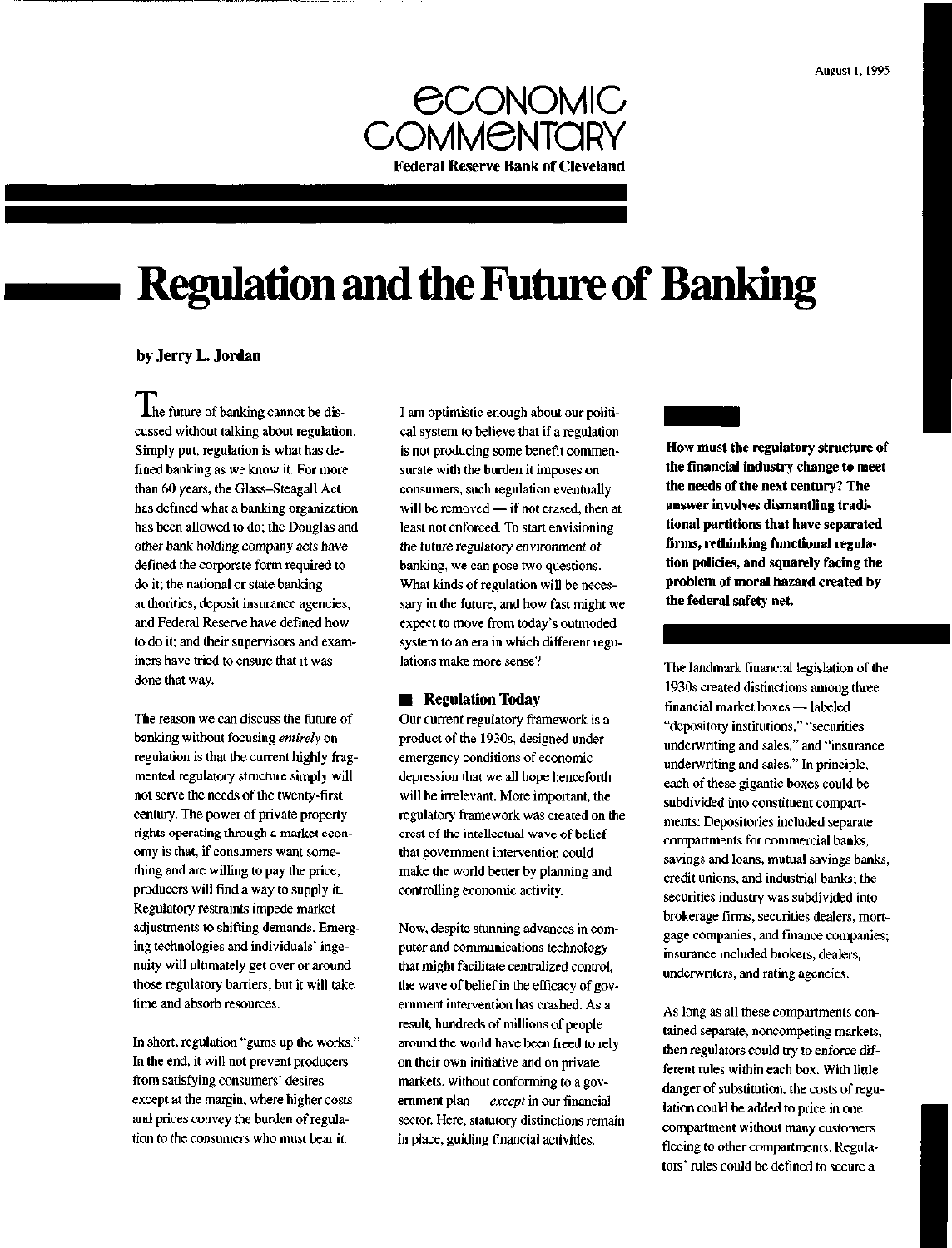August 1, 1995

# Economic Commentary

**Federal Reserve Bank of Cleveland**

# Regulation and the Future of Banking

**by Jerry L. Jordan**

The future of banking cannot be discussed without talking about regulation. Simply put, regulation is what has defined banking as we know it. For more than 60 years, the Glass–Steagall Act has defined what a banking organization has been allowed to do; the Douglas and other bank holding company acts have defined the corporate form required to do it; the national or state banking authorities, deposit insurance agencies, and Federal Reserve have defined how to do it; and their supervisors and examiners have tried to ensure that it was done that way.

The reason we can discuss the future of banking without focusing *entirely* on regulation is that the current highly fragmented regulatory structure simply will not serve the needs of the twenty-first century. The power of private property rights operating through a market economy is that, if consumers want something and are willing to pay the price, producers will find a way to supply it. Regulatory restraints impede market adjustments to shifting demands. Emerging technologies and individuals' ingenuity will ultimately get over or around those regulatory barriers, but it will take time and absorb resources.

In short, regulation "gums up the works." In the end, it will not prevent producers from satisfying consumers' desires except at the margin, where higher costs and prices convey the burden of regulation to the consumers who must bear it.

I am optimistic enough about our political system to believe that if a regulation is not producing some benefit commensurate with the burden it imposes on consumers, such regulation eventually will be removed — if not erased, then at least not enforced. To start envisioning the future regulatory environment of banking, we can pose two questions. What kinds of regulation will be necessary in the future, and how fast might we expect to move from today's outmoded system to an era in which different regulations make more sense?

## Regulation Today

Our current regulatory framework is a product of the 1930s, designed under emergency conditions of economic depression that we all hope henceforth will be irrelevant. More important, the regulatory framework was created on the crest of the intellectual wave of belief that government intervention could make the world better by planning and controlling economic activity.

Now, despite stunning advances in computer and communications technology that might facilitate centralized control, the wave of belief in the efficacy of government intervention has crashed. As a result, hundreds of millions of people around the world have been freed to rely on their own initiative and on private markets, without conforming to a government plan — *except* in our financial sector. Here, statutory distinctions remain in place, guiding financial activities.

**How must the regulatory structure of the financial industry change to meet the needs of the next century? The answer involves dismantling traditional partitions that have separated firms, rethinking functional regulation policies, and squarely facing the problem of moral hazard created by the federal safety net.**

The landmark financial legislation of the 1930s created distinctions among three financial market boxes — labeled "depository institutions," "securities underwriting and sales," and "insurance underwriting and sales." In principle, each of these gigantic boxes could be subdivided into constituent compartments: Depositories included separate compartments for commercial banks, savings and loans, mutual savings banks, credit unions, and industrial banks; the securities industry was subdivided into brokerage firms, securities dealers, mortgage companies, and finance companies; insurance included brokers, dealers, underwriters, and rating agencies.

As long as all these compartments contained separate, noncompeting markets, then regulators could try to enforce different rules within each box. With little danger of substitution, the costs of regulation could be added to price in one compartment without many customers fleeing to other compartments. Regulators' rules could be defined to secure a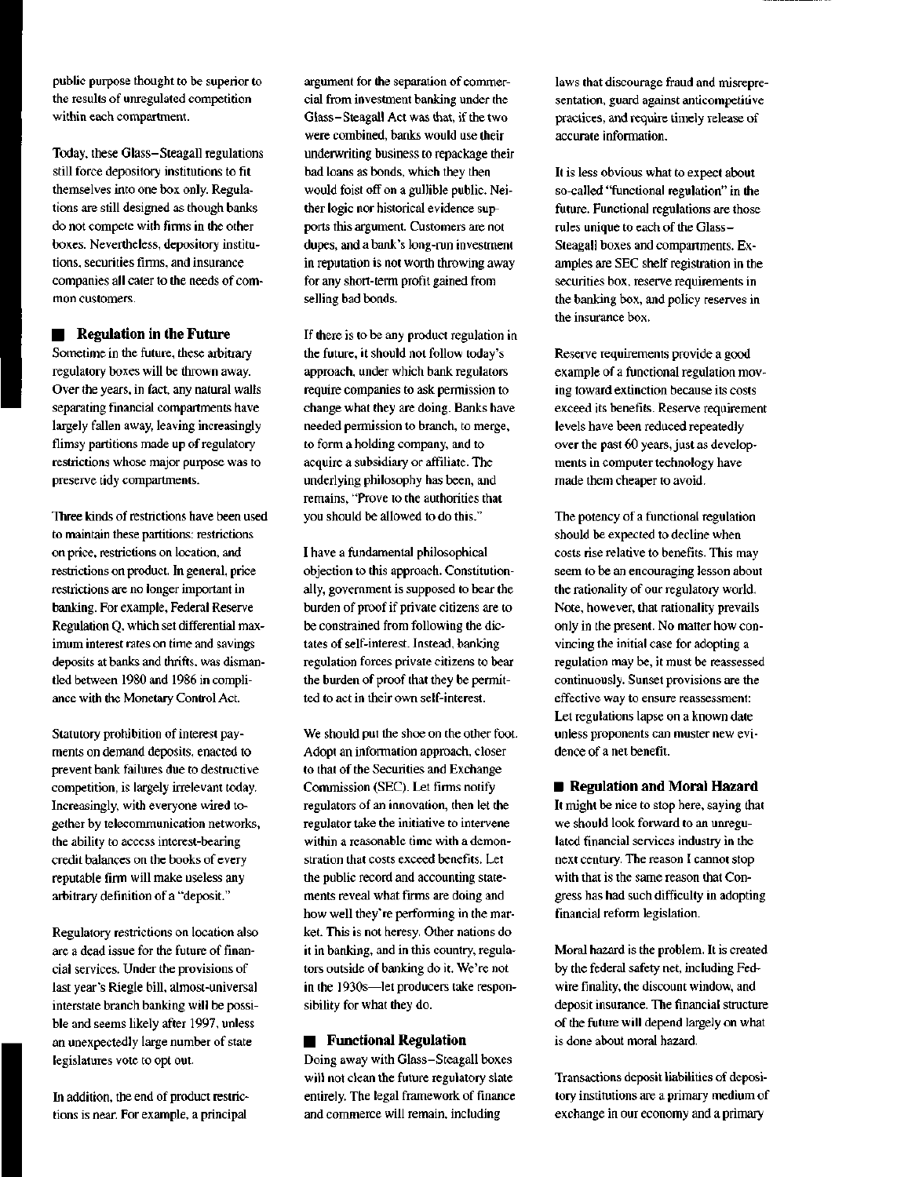public purpose thought to be superior to the results of unregulated competition within each compartment.

Today, these Glass–Steagall regulations still force depository institutions to fit themselves into one box only. Regulations are still designed as though banks do not compete with firms in the other boxes. Nevertheless, depository institutions, securities firms, and insurance companies all cater to the needs of common customers.

## Regulation in the Future

Sometime in the future, these arbitrary regulatory boxes will be thrown away. Over the years, in fact, any natural walls separating financial compartments have largely fallen away, leaving increasingly flimsy partitions made up of regulatory restrictions whose major purpose was to preserve tidy compartments.

Three kinds of restrictions have been used to maintain these partitions: restrictions on price, restrictions on location, and restrictions on product. In general, price restrictions are no longer important in banking. For example, Federal Reserve Regulation Q, which set differential maximum interest rates on time and savings deposits at banks and thrifts, was dismantled between 1980 and 1986 in compliance with the Monetary Control Act.

Statutory prohibition of interest payments on demand deposits, enacted to prevent bank failures due to destructive competition, is largely irrelevant today. Increasingly, with everyone wired together by telecommunication networks, the ability to access interest-bearing credit balances on the books of every reputable firm will make useless any arbitrary definition of a "deposit."

Regulatory restrictions on location also are a dead issue for the future of financial services. Under the provisions of last year's Riegle bill, almost-universal interstate branch banking will be possible and seems likely after 1997, unless an unexpectedly large number of state legislatures vote to opt out.

In addition, the end of product restrictions is near. For example, a principal argument for the separation of commercial from investment banking under the Glass–Steagall Act was that, if the two were combined, banks would use their underwriting business to repackage their bad loans as bonds, which they then would foist off on a gullible public. Neither logic nor historical evidence supports this argument. Customers are not dupes, and a bank's long-run investment in reputation is not worth throwing away for any short-term profit gained from selling bad bonds.

If there is to be any product regulation in the future, it should not follow today's approach, under which bank regulators require companies to ask permission to change what they are doing. Banks have needed permission to branch, to merge, to form a holding company, and to acquire a subsidiary or affiliate. The underlying philosophy has been, and remains, "Prove to the authorities that you should be allowed to do this."

I have a fundamental philosophical objection to this approach. Constitutionally, government is supposed to bear the burden of proof if private citizens are to be constrained from following the dictates of self-interest. Instead, banking regulation forces private citizens to bear the burden of proof that they be permitted to act in their own self-interest.

We should put the shoe on the other foot. Adopt an information approach, closer to that of the Securities and Exchange Commission (SEC). Let firms notify regulators of an innovation, then let the regulator take the initiative to intervene within a reasonable time with a demonstration that costs exceed benefits. Let the public record and accounting statements reveal what firms are doing and how well they're performing in the market. This is not heresy. Other nations do it in banking, and in this country, regulators outside of banking do it. We're not in the 1930s—let producers take responsibility for what they do.

## Functional Regulation

Doing away with Glass–Steagall boxes will not clean the future regulatory slate entirely. The legal framework of finance and commerce will remain, including laws that discourage fraud and misrepresentation, guard against anticompetitive practices, and require timely release of accurate information.

It is less obvious what to expect about so-called "functional regulation" in the future. Functional regulations are those rules unique to each of the Glass–Steagall boxes and compartments. Examples are SEC shelf registration in the securities box, reserve requirements in the banking box, and policy reserves in the insurance box.

Reserve requirements provide a good example of a functional regulation moving toward extinction because its costs exceed its benefits. Reserve requirement levels have been reduced repeatedly over the past 60 years, just as developments in computer technology have made them cheaper to avoid.

The potency of a functional regulation should be expected to decline when costs rise relative to benefits. This may seem to be an encouraging lesson about the rationality of our regulatory world. Note, however, that rationality prevails only in the present. No matter how convincing the initial case for adopting a regulation may be, it must be reassessed continuously. Sunset provisions are the effective way to ensure reassessment: Let regulations lapse on a known date unless proponents can muster new evidence of a net benefit.

## Regulation and Moral Hazard

It might be nice to stop here, saying that we should look forward to an unregulated financial services industry in the next century. The reason I cannot stop with that is the same reason that Congress has had such difficulty in adopting financial reform legislation.

Moral hazard is the problem. It is created by the federal safety net, including Fedwire finality, the discount window, and deposit insurance. The financial structure of the future will depend largely on what is done about moral hazard.

Transactions deposit liabilities of depository institutions are a primary medium of exchange in our economy and a primary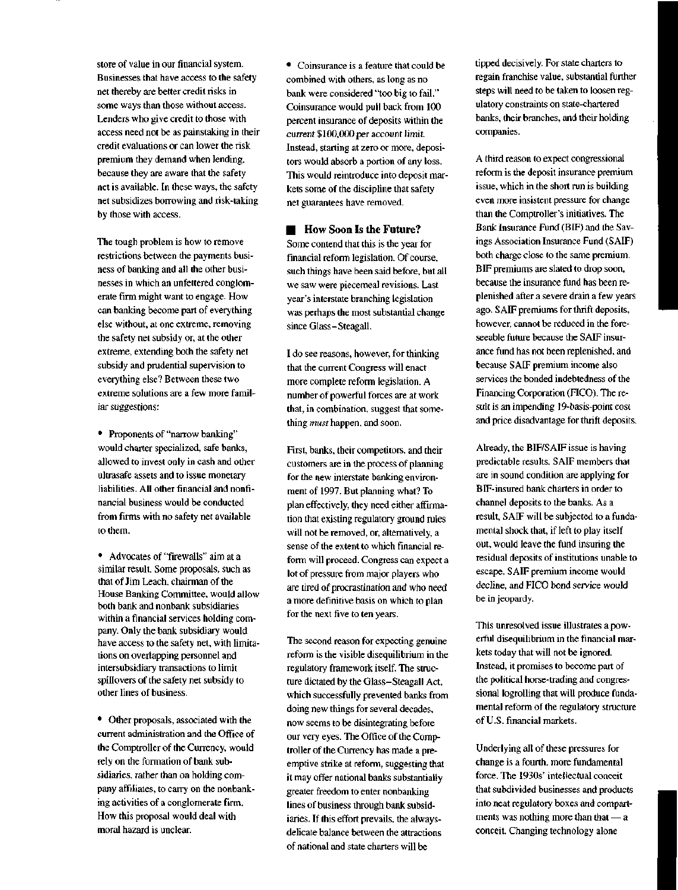store of value in our financial system. Businesses that have access to the safety net thereby are better credit risks in some ways than those without access. Lenders who give credit to those with access need not be as painstaking in their credit evaluations or can lower the risk premium they demand when lending, because they are aware that the safety net is available. In these ways, the safety net subsidizes borrowing and risk-taking by those with access.

The tough problem is how to remove restrictions between the payments business of banking and all the other businesses in which an unfettered conglomerate firm might want to engage. How can banking become part of everything else without, at one extreme, removing the safety net subsidy or, at the other extreme, extending both the safety net subsidy and prudential supervision to everything else? Between these two extreme solutions are a few more familiar suggestions:

- Proponents of "narrow banking" would charter specialized, safe banks, allowed to invest only in cash and other ultrasafe assets and to issue monetary liabilities. All other financial and nonfinancial business would be conducted from firms with no safety net available to them.

- Advocates of "firewalls" aim at a similar result. Some proposals, such as that of Jim Leach, chairman of the House Banking Committee, would allow both bank and nonbank subsidiaries within a financial services holding company. Only the bank subsidiary would have access to the safety net, with limitations on overlapping personnel and intersubsidiary transactions to limit spillovers of the safety net subsidy to other lines of business.

- Other proposals, associated with the current administration and the Office of the Comptroller of the Currency, would rely on the formation of bank subsidiaries, rather than on holding company affiliates, to carry on the nonbanking activities of a conglomerate firm. How this proposal would deal with moral hazard is unclear.

- Coinsurance is a feature that could be combined with others, as long as no bank were considered "too big to fail." Coinsurance would pull back from 100 percent insurance of deposits within the *current* $100,000 *per account limit*. Instead, starting at zero or more, depositors would absorb a portion of any loss. This would reintroduce into deposit markets some of the discipline that safety net guarantees have removed.

## How Soon Is the Future?

Some contend that this is the year for financial reform legislation. Of course, such things have been said before, but all we saw were piecemeal revisions. Last year's interstate branching legislation was perhaps the most substantial change since Glass–Steagall.

I do see reasons, however, for thinking that the current Congress will enact more complete reform legislation. A number of powerful forces are at work that, in combination, suggest that something *must* happen, and soon.

First, banks, their competitors, and their customers are in the process of planning for the new interstate banking environment of 1997. But planning what? To plan effectively, they need either affirmation that existing regulatory ground rules will not be removed, or, alternatively, a sense of the extent to which financial reform will proceed. Congress can expect a lot of pressure from major players who are tired of procrastination and who need a more definitive basis on which to plan for the next five to ten years.

The second reason for expecting genuine reform is the visible disequilibrium in the regulatory framework itself. The structure dictated by the Glass–Steagall Act, which successfully prevented banks from doing new things for several decades, now seems to be disintegrating before our very eyes. The Office of the Comptroller of the Currency has made a preemptive strike at reform, suggesting that it may offer national banks substantially greater freedom to enter nonbanking lines of business through bank subsidiaries. If this effort prevails, the always-delicate balance between the attractions of national and state charters will be tipped decisively. For state charters to regain franchise value, substantial further steps will need to be taken to loosen regulatory constraints on state-chartered banks, their branches, and their holding companies.

A third reason to expect congressional reform is the deposit insurance premium issue, which in the short run is building even more insistent pressure for change than the Comptroller's initiatives. The Bank Insurance Fund (BIF) and the Savings Association Insurance Fund (SAIF) both charge close to the same premium. BIF premiums are slated to drop soon, because the insurance fund has been replenished after a severe drain a few years ago. SAIF premiums for thrift deposits, however, cannot be reduced in the foreseeable future because the SAIF insurance fund has not been replenished, and because SAIF premium income also services the bonded indebtedness of the Financing Corporation (FICO). The result is an impending 19-basis-point cost and price disadvantage for thrift deposits.

Already, the BIF/SAIF issue is having predictable results. SAIF members that are in sound condition are applying for BIF-insured bank charters in order to channel deposits to the banks. As a result, SAIF will be subjected to a fundamental shock that, if left to play itself out, would leave the fund insuring the residual deposits of institutions unable to escape. SAIF premium income would decline, and FICO bond service would be in jeopardy.

This unresolved issue illustrates a powerful disequilibrium in the financial markets today that will not be ignored. Instead, it promises to become part of the political horse-trading and congressional logrolling that will produce fundamental reform of the regulatory structure of U.S. financial markets.

Underlying all of these pressures for change is a fourth, more fundamental force. The 1930s' intellectual conceit that subdivided businesses and products into neat regulatory boxes and compartments was nothing more than that — a conceit. Changing technology alone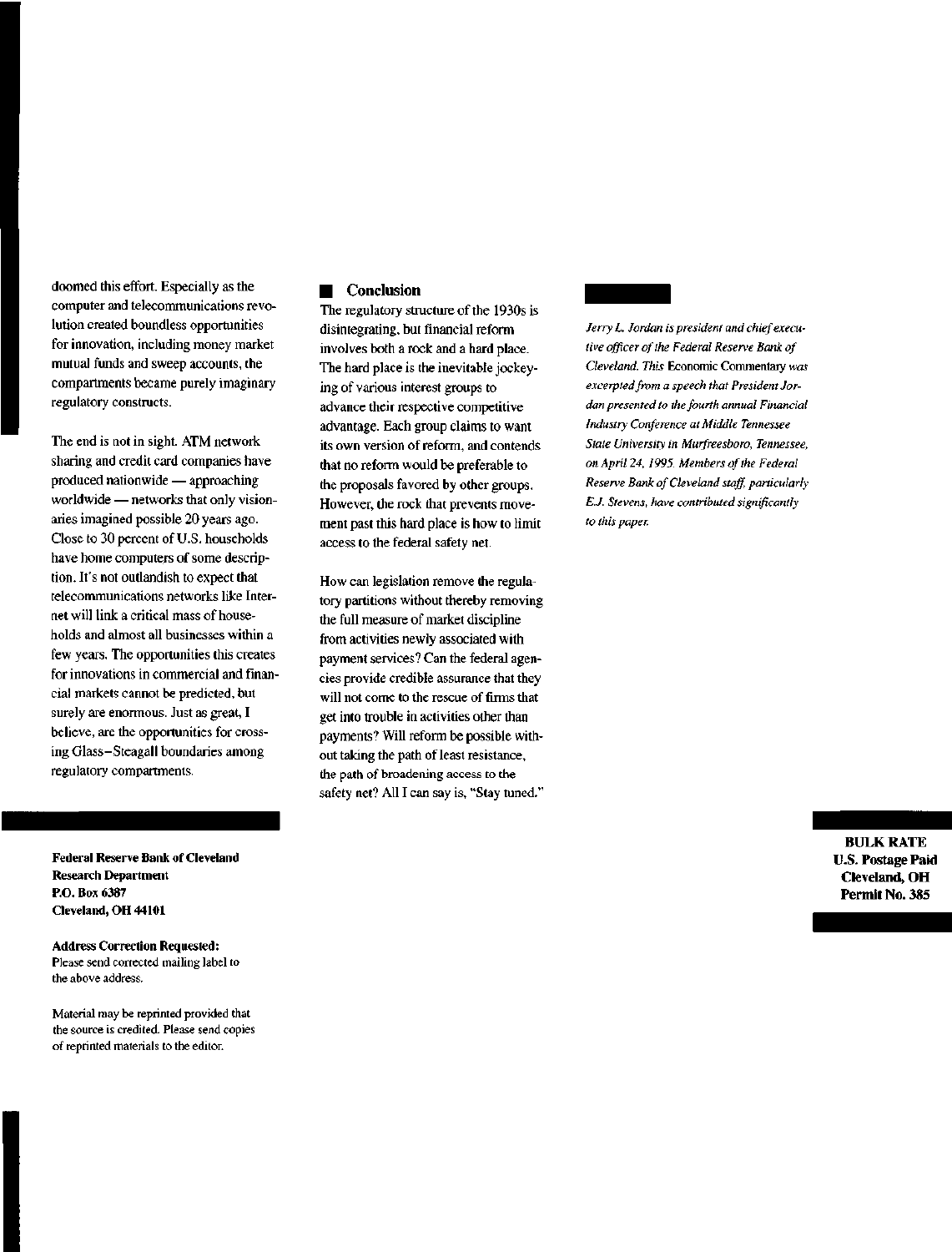doomed this effort. Especially as the computer and telecommunications revolution created boundless opportunities for innovation, including money market mutual funds and sweep accounts, the compartments became purely imaginary regulatory constructs.

The end is not in sight. ATM network sharing and credit card companies have produced nationwide — approaching worldwide — networks that only visionaries imagined possible 20 years ago. Close to 30 percent of U.S. households have home computers of some description. It's not outlandish to expect that telecommunications networks like Internet will link a critical mass of households and almost all businesses within a few years. The opportunities this creates for innovations in commercial and financial markets cannot be predicted, but surely are enormous. Just as great, I believe, are the opportunities for crossing Glass–Steagall boundaries among regulatory compartments.

## Conclusion

The regulatory structure of the 1930s is disintegrating, but financial reform involves both a rock and a hard place. The hard place is the inevitable jockeying of various interest groups to advance their respective competitive advantage. Each group claims to want its own version of reform, and contends that no reform would be preferable to the proposals favored by other groups. However, the rock that prevents movement past this hard place is how to limit access to the federal safety net.

How can legislation remove the regulatory partitions without thereby removing the full measure of market discipline from activities newly associated with payment services? Can the federal agencies provide credible assurance that they will not come to the rescue of firms that get into trouble in activities other than payments? Will reform be possible without taking the path of least resistance, the path of broadening access to the safety net? All I can say is, "Stay tuned."

*Jerry L. Jordan is president and chief executive officer of the Federal Reserve Bank of Cleveland. This* Economic Commentary *was excerpted from a speech that President Jordan presented to the fourth annual Financial Industry Conference at Middle Tennessee State University in Murfreesboro, Tennessee, on April 24, 1995. Members of the Federal Reserve Bank of Cleveland staff, particularly E.J. Stevens, have contributed significantly to this paper.*

**Federal Reserve Bank of Cleveland**
**Research Department**
**P.O. Box 6387**
**Cleveland, OH 44101**

**Address Correction Requested:**
Please send corrected mailing label to the above address.

Material may be reprinted provided that the source is credited. Please send copies of reprinted materials to the editor.

**BULK RATE**
**U.S. Postage Paid**
**Cleveland, OH**
**Permit No. 385**